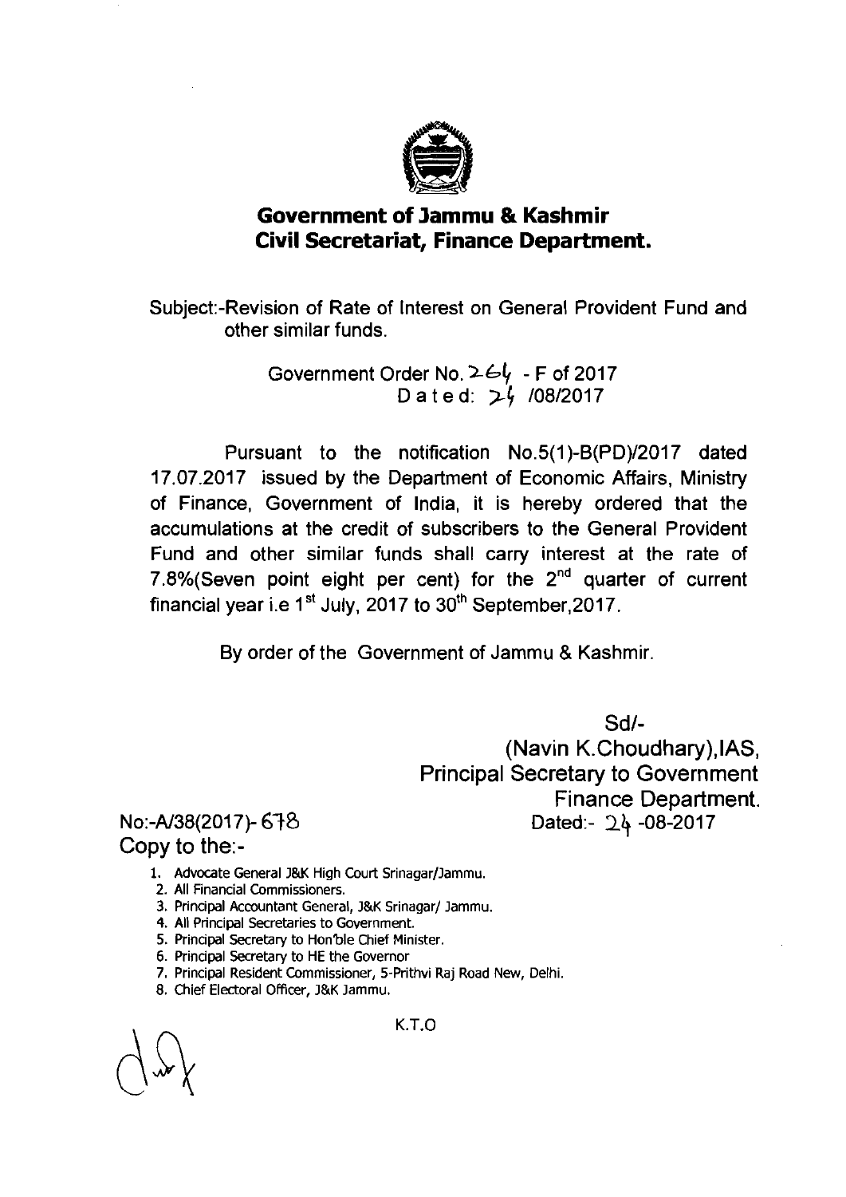# Government of Jammu & Kashmir
# Civil Secretariat, Finance Department.

Subject:-Revision of Rate of Interest on General Provident Fund and other similar funds.

Government Order No. 264 - F of 2017
Dated: 24 /08/2017

Pursuant to the notification No.5(1)-B(PD)/2017 dated 17.07.2017 issued by the Department of Economic Affairs, Ministry of Finance, Government of India, it is hereby ordered that the accumulations at the credit of subscribers to the General Provident Fund and other similar funds shall carry interest at the rate of 7.8%(Seven point eight per cent) for the 2nd quarter of current financial year i.e 1st July, 2017 to 30th September,2017.

By order of the Government of Jammu & Kashmir.

Sd/-
(Navin K.Choudhary),IAS,
Principal Secretary to Government
Finance Department.

No:-A/38(2017)- 678
Dated:- 24 -08-2017

Copy to the:-

1. Advocate General J&K High Court Srinagar/Jammu.
2. All Financial Commissioners.
3. Principal Accountant General, J&K Srinagar/ Jammu.
4. All Principal Secretaries to Government.
5. Principal Secretary to Hon'ble Chief Minister.
6. Principal Secretary to HE the Governor
7. Principal Resident Commissioner, 5-Prithvi Raj Road New, Delhi.
8. Chief Electoral Officer, J&K Jammu.

K.T.O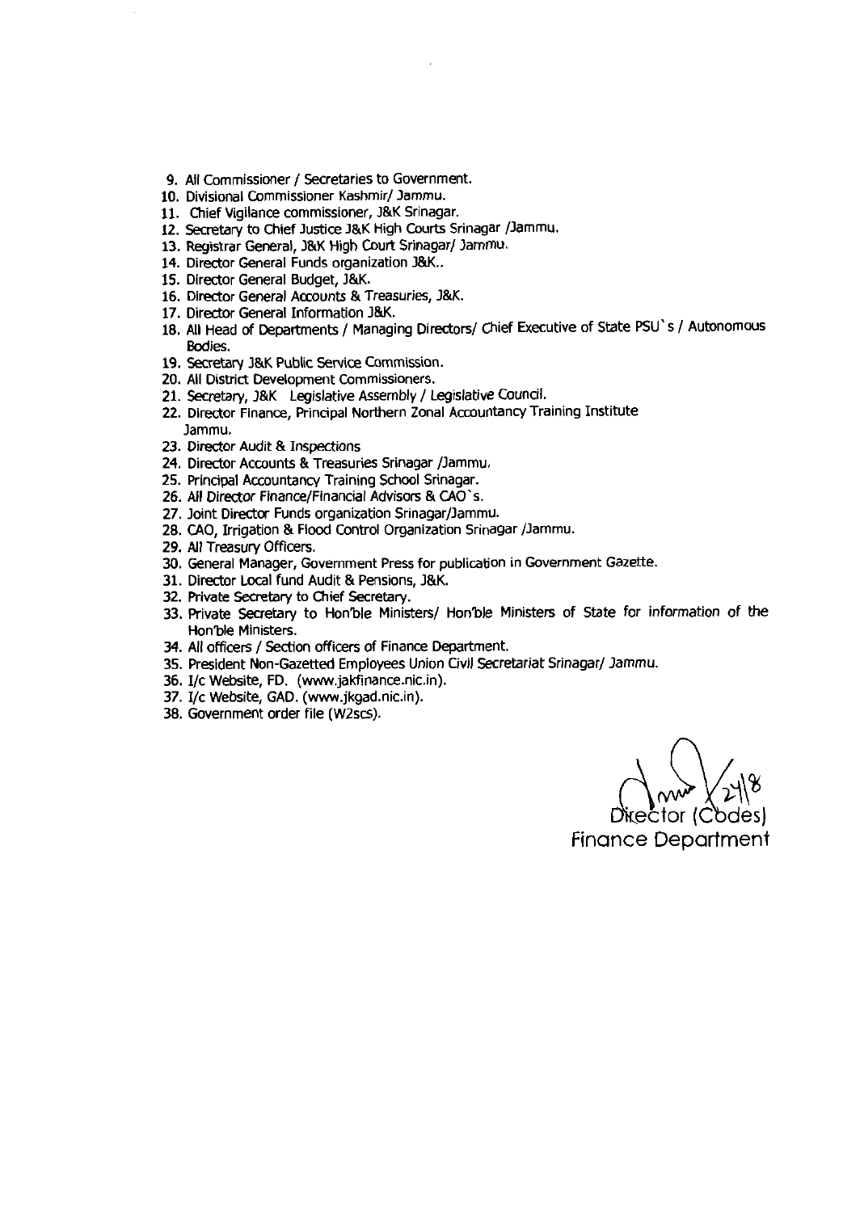9. All Commissioner / Secretaries to Government.
10. Divisional Commissioner Kashmir/ Jammu.
11. Chief Vigilance commissioner, J&K Srinagar.
12. Secretary to Chief Justice J&K High Courts Srinagar /Jammu.
13. Registrar General, J&K High Court Srinagar/ Jammu.
14. Director General Funds organization J&K..
15. Director General Budget, J&K.
16. Director General Accounts & Treasuries, J&K.
17. Director General Information J&K.
18. All Head of Departments / Managing Directors/ Chief Executive of State PSU`s / Autonomous Bodies.
19. Secretary J&K Public Service Commission.
20. All District Development Commissioners.
21. Secretary, J&K Legislative Assembly / Legislative Council.
22. Director Finance, Principal Northern Zonal Accountancy Training Institute Jammu.
23. Director Audit & Inspections
24. Director Accounts & Treasuries Srinagar /Jammu.
25. Principal Accountancy Training School Srinagar.
26. All Director Finance/Financial Advisors & CAO`s.
27. Joint Director Funds organization Srinagar/Jammu.
28. CAO, Irrigation & Flood Control Organization Srinagar /Jammu.
29. All Treasury Officers.
30. General Manager, Government Press for publication in Government Gazette.
31. Director Local fund Audit & Pensions, J&K.
32. Private Secretary to Chief Secretary.
33. Private Secretary to Hon'ble Ministers/ Hon'ble Ministers of State for information of the Hon'ble Ministers.
34. All officers / Section officers of Finance Department.
35. President Non-Gazetted Employees Union Civil Secretariat Srinagar/ Jammu.
36. I/c Website, FD. (www.jakfinance.nic.in).
37. I/c Website, GAD. (www.jkgad.nic.in).
38. Government order file (W2scs).

24/8

Director (Codes)
Finance Department